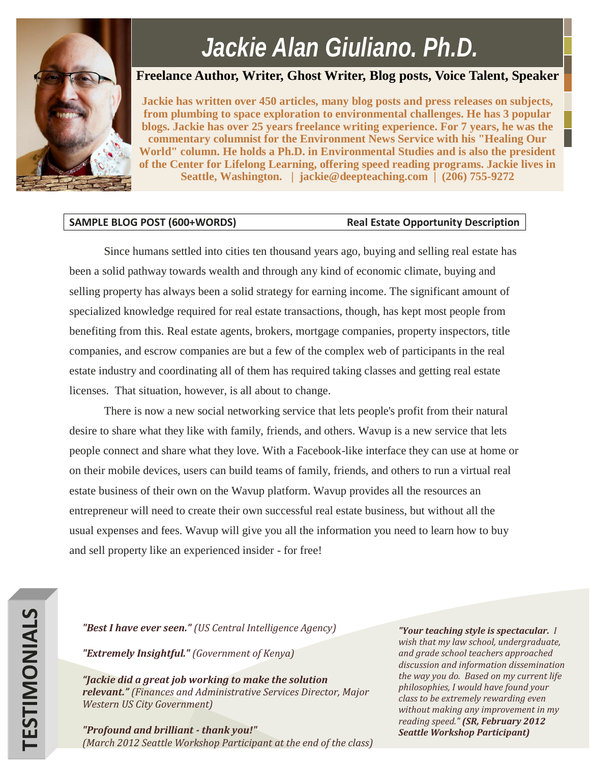# Jackie Alan Giuliano. Ph.D.

**Freelance Author, Writer, Ghost Writer, Blog posts, Voice Talent, Speaker**

**Jackie has written over 450 articles, many blog posts and press releases on subjects, from plumbing to space exploration to environmental challenges. He has 3 popular blogs. Jackie has over 25 years freelance writing experience. For 7 years, he was the commentary columnist for the Environment News Service with his "Healing Our World" column. He holds a Ph.D. in Environmental Studies and is also the president of the Center for Lifelong Learning, offering speed reading programs. Jackie lives in Seattle, Washington. | jackie@deepteaching.com | (206) 755-9272**

**SAMPLE BLOG POST (600+WORDS)** — **Real Estate Opportunity Description**

Since humans settled into cities ten thousand years ago, buying and selling real estate has been a solid pathway towards wealth and through any kind of economic climate, buying and selling property has always been a solid strategy for earning income. The significant amount of specialized knowledge required for real estate transactions, though, has kept most people from benefiting from this. Real estate agents, brokers, mortgage companies, property inspectors, title companies, and escrow companies are but a few of the complex web of participants in the real estate industry and coordinating all of them has required taking classes and getting real estate licenses. That situation, however, is all about to change.

There is now a new social networking service that lets people's profit from their natural desire to share what they like with family, friends, and others. Wavup is a new service that lets people connect and share what they love. With a Facebook-like interface they can use at home or on their mobile devices, users can build teams of family, friends, and others to run a virtual real estate business of their own on the Wavup platform. Wavup provides all the resources an entrepreneur will need to create their own successful real estate business, but without all the usual expenses and fees. Wavup will give you all the information you need to learn how to buy and sell property like an experienced insider - for free!

## TESTIMONIALS

***"Best I have ever seen."*** *(US Central Intelligence Agency)*

***"Extremely Insightful."*** *(Government of Kenya)*

***"Jackie did a great job working to make the solution relevant."*** *(Finances and Administrative Services Director, Major Western US City Government)*

***"Profound and brilliant - thank you!"*** *(March 2012 Seattle Workshop Participant at the end of the class)*

***"Your teaching style is spectacular.*** *I wish that my law school, undergraduate, and grade school teachers approached discussion and information dissemination the way you do. Based on my current life philosophies, I would have found your class to be extremely rewarding even without making any improvement in my reading speed."* ***(SR, February 2012 Seattle Workshop Participant)***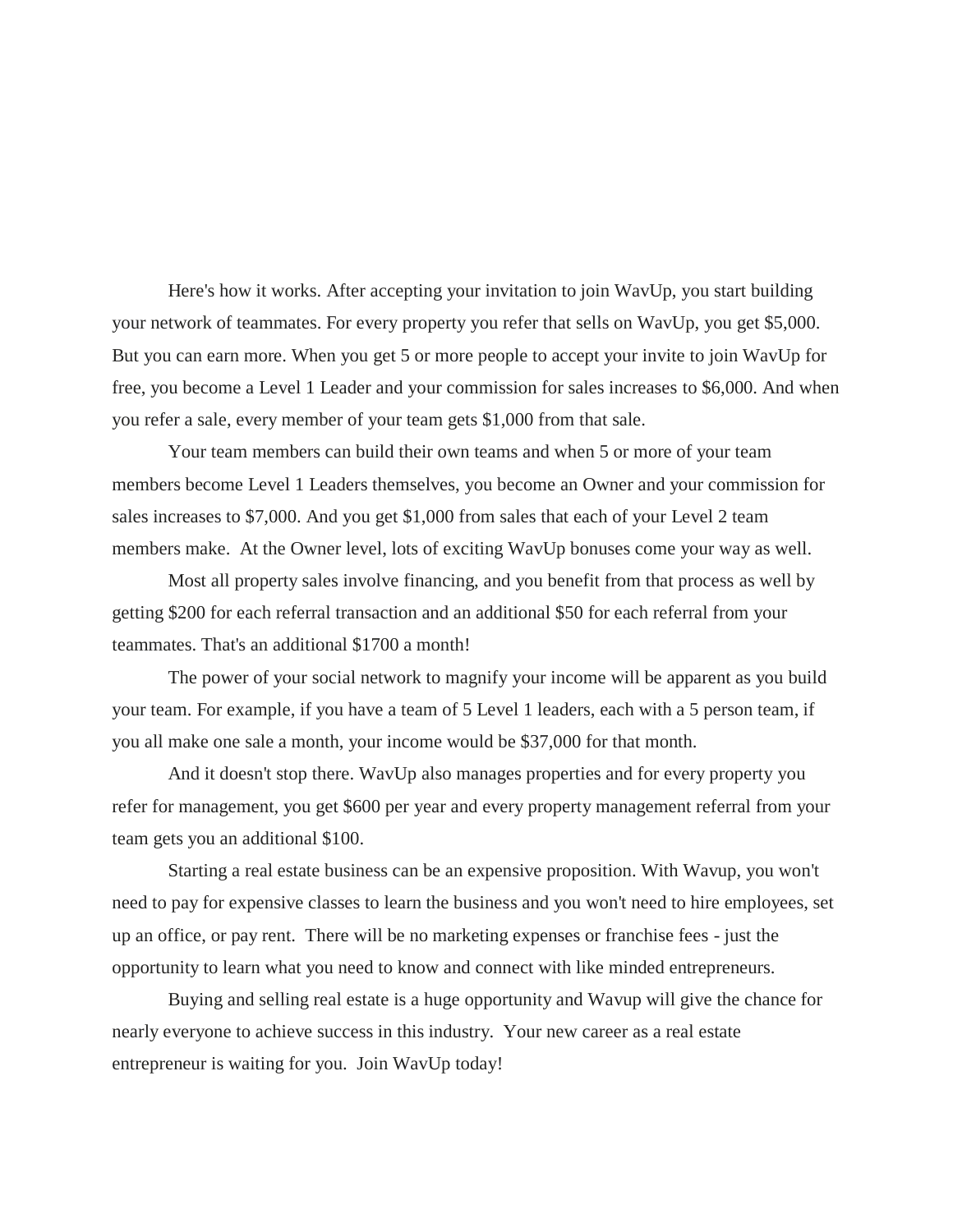Here's how it works. After accepting your invitation to join WavUp, you start building your network of teammates. For every property you refer that sells on WavUp, you get $5,000. But you can earn more. When you get 5 or more people to accept your invite to join WavUp for free, you become a Level 1 Leader and your commission for sales increases to $6,000. And when you refer a sale, every member of your team gets $1,000 from that sale.

Your team members can build their own teams and when 5 or more of your team members become Level 1 Leaders themselves, you become an Owner and your commission for sales increases to $7,000. And you get $1,000 from sales that each of your Level 2 team members make. At the Owner level, lots of exciting WavUp bonuses come your way as well.

Most all property sales involve financing, and you benefit from that process as well by getting $200 for each referral transaction and an additional $50 for each referral from your teammates. That's an additional $1700 a month!

The power of your social network to magnify your income will be apparent as you build your team. For example, if you have a team of 5 Level 1 leaders, each with a 5 person team, if you all make one sale a month, your income would be $37,000 for that month.

And it doesn't stop there. WavUp also manages properties and for every property you refer for management, you get $600 per year and every property management referral from your team gets you an additional $100.

Starting a real estate business can be an expensive proposition. With Wavup, you won't need to pay for expensive classes to learn the business and you won't need to hire employees, set up an office, or pay rent. There will be no marketing expenses or franchise fees - just the opportunity to learn what you need to know and connect with like minded entrepreneurs.

Buying and selling real estate is a huge opportunity and Wavup will give the chance for nearly everyone to achieve success in this industry. Your new career as a real estate entrepreneur is waiting for you. Join WavUp today!